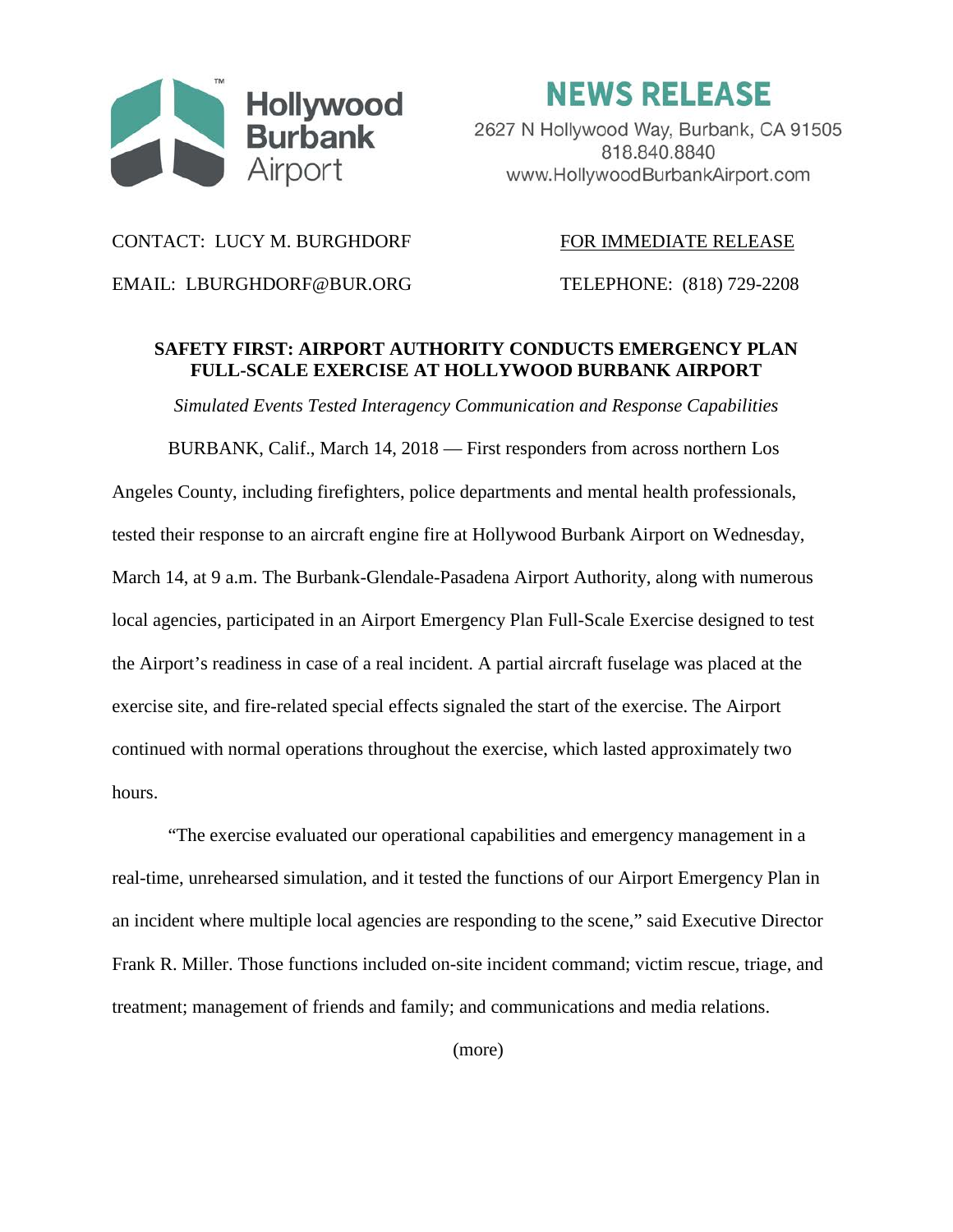Hollywood Burbank Airport

# NEWS RELEASE

2627 N Hollywood Way, Burbank, CA 91505
818.840.8840
www.HollywoodBurbankAirport.com

CONTACT: LUCY M. BURGHDORF

FOR IMMEDIATE RELEASE

EMAIL: LBURGHDORF@BUR.ORG

TELEPHONE: (818) 729-2208

## SAFETY FIRST: AIRPORT AUTHORITY CONDUCTS EMERGENCY PLAN FULL-SCALE EXERCISE AT HOLLYWOOD BURBANK AIRPORT

*Simulated Events Tested Interagency Communication and Response Capabilities*

BURBANK, Calif., March 14, 2018 — First responders from across northern Los Angeles County, including firefighters, police departments and mental health professionals, tested their response to an aircraft engine fire at Hollywood Burbank Airport on Wednesday, March 14, at 9 a.m. The Burbank-Glendale-Pasadena Airport Authority, along with numerous local agencies, participated in an Airport Emergency Plan Full-Scale Exercise designed to test the Airport's readiness in case of a real incident. A partial aircraft fuselage was placed at the exercise site, and fire-related special effects signaled the start of the exercise. The Airport continued with normal operations throughout the exercise, which lasted approximately two hours.

"The exercise evaluated our operational capabilities and emergency management in a real-time, unrehearsed simulation, and it tested the functions of our Airport Emergency Plan in an incident where multiple local agencies are responding to the scene," said Executive Director Frank R. Miller. Those functions included on-site incident command; victim rescue, triage, and treatment; management of friends and family; and communications and media relations.

(more)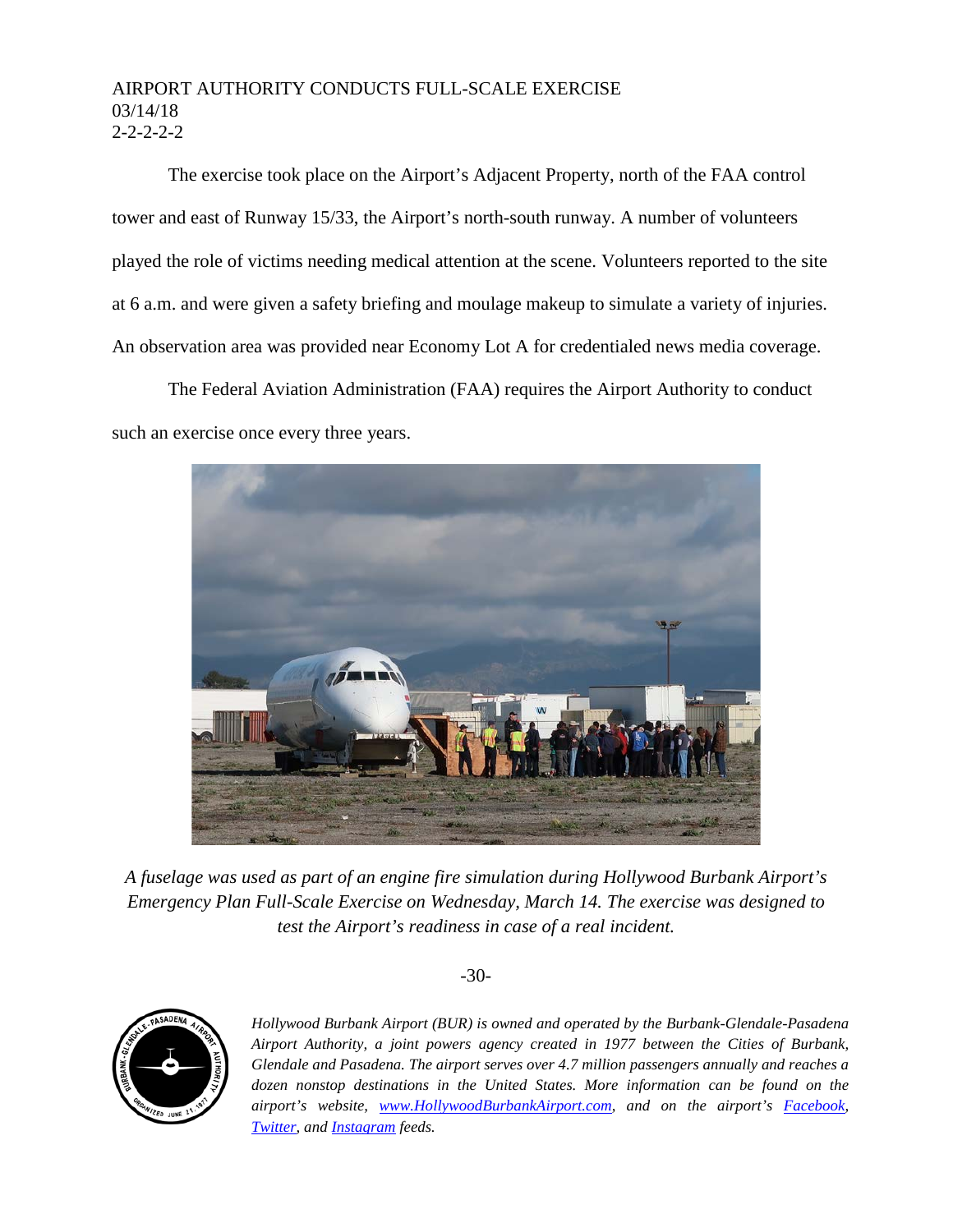AIRPORT AUTHORITY CONDUCTS FULL-SCALE EXERCISE
03/14/18
2-2-2-2-2

The exercise took place on the Airport's Adjacent Property, north of the FAA control tower and east of Runway 15/33, the Airport's north-south runway. A number of volunteers played the role of victims needing medical attention at the scene. Volunteers reported to the site at 6 a.m. and were given a safety briefing and moulage makeup to simulate a variety of injuries. An observation area was provided near Economy Lot A for credentialed news media coverage.

The Federal Aviation Administration (FAA) requires the Airport Authority to conduct such an exercise once every three years.

*A fuselage was used as part of an engine fire simulation during Hollywood Burbank Airport's Emergency Plan Full-Scale Exercise on Wednesday, March 14. The exercise was designed to test the Airport's readiness in case of a real incident.*

-30-

*Hollywood Burbank Airport (BUR) is owned and operated by the Burbank-Glendale-Pasadena Airport Authority, a joint powers agency created in 1977 between the Cities of Burbank, Glendale and Pasadena. The airport serves over 4.7 million passengers annually and reaches a dozen nonstop destinations in the United States. More information can be found on the airport's website, [www.HollywoodBurbankAirport.com](http://www.HollywoodBurbankAirport.com), and on the airport's Facebook, Twitter, and Instagram feeds.*